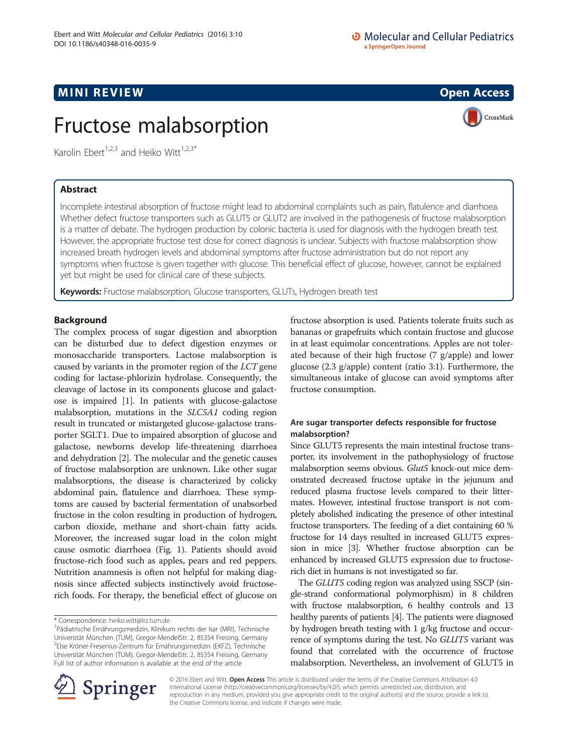MINI REVIEW

Open Access

# Fructose malabsorption

Karolin Ebert[1,2,3] and Heiko Witt[1,2,3*]

## Abstract

Incomplete intestinal absorption of fructose might lead to abdominal complaints such as pain, flatulence and diarrhoea. Whether defect fructose transporters such as GLUT5 or GLUT2 are involved in the pathogenesis of fructose malabsorption is a matter of debate. The hydrogen production by colonic bacteria is used for diagnosis with the hydrogen breath test. However, the appropriate fructose test dose for correct diagnosis is unclear. Subjects with fructose malabsorption show increased breath hydrogen levels and abdominal symptoms after fructose administration but do not report any symptoms when fructose is given together with glucose. This beneficial effect of glucose, however, cannot be explained yet but might be used for clinical care of these subjects.

**Keywords:** Fructose malabsorption, Glucose transporters, GLUTs, Hydrogen breath test

## Background

The complex process of sugar digestion and absorption can be disturbed due to defect digestion enzymes or monosaccharide transporters. Lactose malabsorption is caused by variants in the promoter region of the *LCT* gene coding for lactase-phlorizin hydrolase. Consequently, the cleavage of lactose in its components glucose and galactose is impaired [1]. In patients with glucose-galactose malabsorption, mutations in the *SLC5A1* coding region result in truncated or mistargeted glucose-galactose transporter SGLT1. Due to impaired absorption of glucose and galactose, newborns develop life-threatening diarrhoea and dehydration [2]. The molecular and the genetic causes of fructose malabsorption are unknown. Like other sugar malabsorptions, the disease is characterized by colicky abdominal pain, flatulence and diarrhoea. These symptoms are caused by bacterial fermentation of unabsorbed fructose in the colon resulting in production of hydrogen, carbon dioxide, methane and short-chain fatty acids. Moreover, the increased sugar load in the colon might cause osmotic diarrhoea (Fig. 1). Patients should avoid fructose-rich food such as apples, pears and red peppers. Nutrition anamnesis is often not helpful for making diagnosis since affected subjects instinctively avoid fructose-rich foods. For therapy, the beneficial effect of glucose on fructose absorption is used. Patients tolerate fruits such as bananas or grapefruits which contain fructose and glucose in at least equimolar concentrations. Apples are not tolerated because of their high fructose (7 g/apple) and lower glucose (2.3 g/apple) content (ratio 3:1). Furthermore, the simultaneous intake of glucose can avoid symptoms after fructose consumption.

### Are sugar transporter defects responsible for fructose malabsorption?

Since GLUT5 represents the main intestinal fructose transporter, its involvement in the pathophysiology of fructose malabsorption seems obvious. *Glut5* knock-out mice demonstrated decreased fructose uptake in the jejunum and reduced plasma fructose levels compared to their littermates. However, intestinal fructose transport is not completely abolished indicating the presence of other intestinal fructose transporters. The feeding of a diet containing 60 % fructose for 14 days resulted in increased GLUT5 expression in mice [3]. Whether fructose absorption can be enhanced by increased GLUT5 expression due to fructose-rich diet in humans is not investigated so far.

The *GLUT5* coding region was analyzed using SSCP (single-strand conformational polymorphism) in 8 children with fructose malabsorption, 6 healthy controls and 13 healthy parents of patients [4]. The patients were diagnosed by hydrogen breath testing with 1 g/kg fructose and occurrence of symptoms during the test. No *GLUT5* variant was found that correlated with the occurrence of fructose malabsorption. Nevertheless, an involvement of GLUT5 in

\* Correspondence: heiko.witt@lrz.tum.de
[1]Pädiatrische Ernährungsmedizin, Klinikum rechts der Isar (MRI), Technische Universität München (TUM), Gregor-MendelStr. 2, 85354 Freising, Germany
[2]Else Kröner-Fresenius-Zentrum für Ernährungsmedizin (EKFZ), Technische Universität München (TUM), Gregor-MendelStr. 2, 85354 Freising, Germany
Full list of author information is available at the end of the article

© 2016 Ebert and Witt. **Open Access** This article is distributed under the terms of the Creative Commons Attribution 4.0 International License (http://creativecommons.org/licenses/by/4.0/), which permits unrestricted use, distribution, and reproduction in any medium, provided you give appropriate credit to the original author(s) and the source, provide a link to the Creative Commons license, and indicate if changes were made.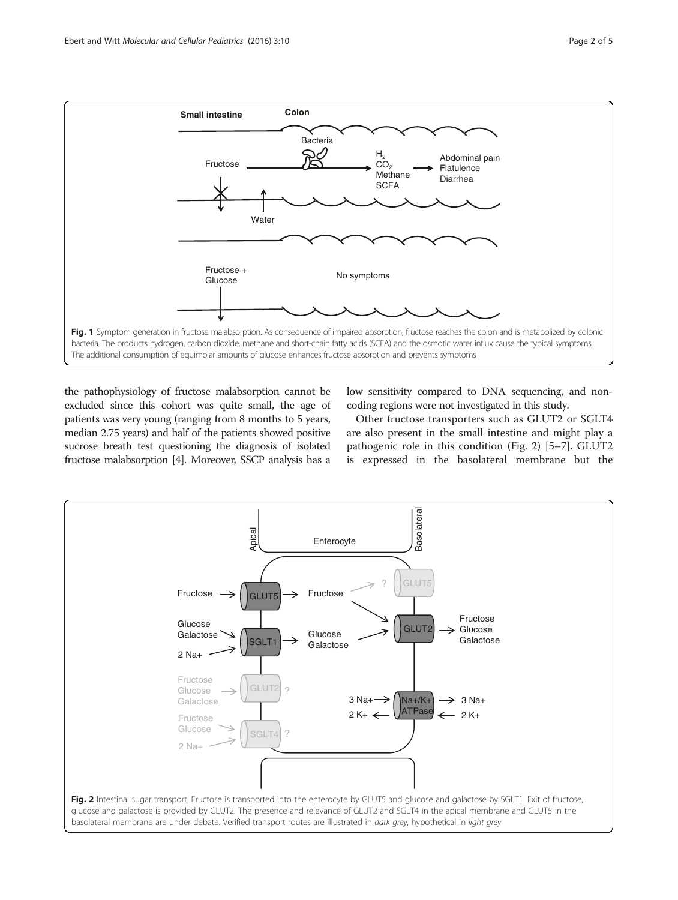Fig. 1 Symptom generation in fructose malabsorption. As consequence of impaired absorption, fructose reaches the colon and is metabolized by colonic bacteria. The products hydrogen, carbon dioxide, methane and short-chain fatty acids (SCFA) and the osmotic water influx cause the typical symptoms. The additional consumption of equimolar amounts of glucose enhances fructose absorption and prevents symptoms

the pathophysiology of fructose malabsorption cannot be excluded since this cohort was quite small, the age of patients was very young (ranging from 8 months to 5 years, median 2.75 years) and half of the patients showed positive sucrose breath test questioning the diagnosis of isolated fructose malabsorption [4]. Moreover, SSCP analysis has a low sensitivity compared to DNA sequencing, and non-coding regions were not investigated in this study.

Other fructose transporters such as GLUT2 or SGLT4 are also present in the small intestine and might play a pathogenic role in this condition (Fig. 2) [5–7]. GLUT2 is expressed in the basolateral membrane but the

Fig. 2 Intestinal sugar transport. Fructose is transported into the enterocyte by GLUT5 and glucose and galactose by SGLT1. Exit of fructose, glucose and galactose is provided by GLUT2. The presence and relevance of GLUT2 and SGLT4 in the apical membrane and GLUT5 in the basolateral membrane are under debate. Verified transport routes are illustrated in *dark grey*, hypothetical in *light grey*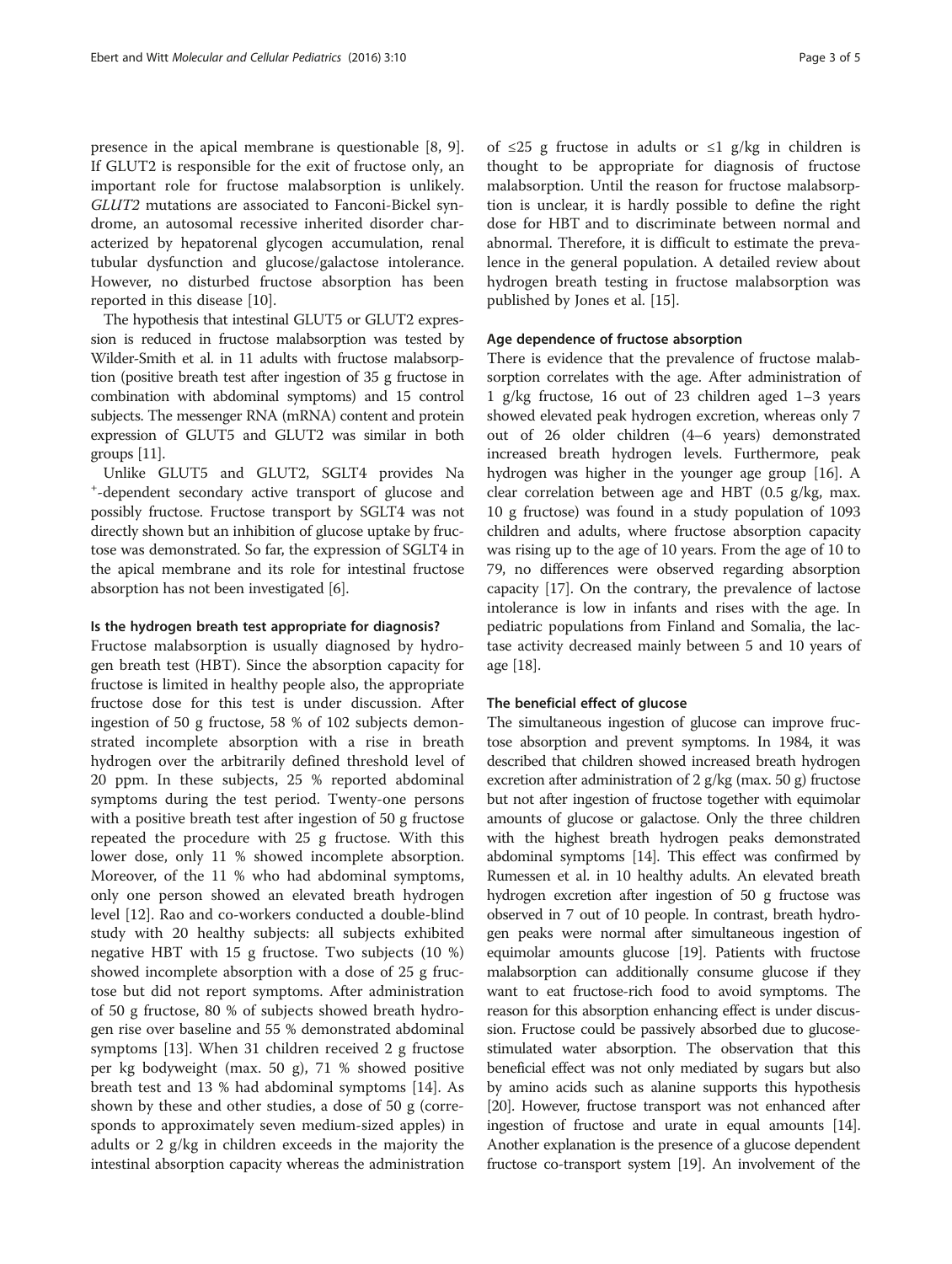presence in the apical membrane is questionable [8, 9]. If GLUT2 is responsible for the exit of fructose only, an important role for fructose malabsorption is unlikely. *GLUT2* mutations are associated to Fanconi-Bickel syndrome, an autosomal recessive inherited disorder characterized by hepatorenal glycogen accumulation, renal tubular dysfunction and glucose/galactose intolerance. However, no disturbed fructose absorption has been reported in this disease [10].

The hypothesis that intestinal GLUT5 or GLUT2 expression is reduced in fructose malabsorption was tested by Wilder-Smith et al. in 11 adults with fructose malabsorption (positive breath test after ingestion of 35 g fructose in combination with abdominal symptoms) and 15 control subjects. The messenger RNA (mRNA) content and protein expression of GLUT5 and GLUT2 was similar in both groups [11].

Unlike GLUT5 and GLUT2, SGLT4 provides $Na^+$-dependent secondary active transport of glucose and possibly fructose. Fructose transport by SGLT4 was not directly shown but an inhibition of glucose uptake by fructose was demonstrated. So far, the expression of SGLT4 in the apical membrane and its role for intestinal fructose absorption has not been investigated [6].

### Is the hydrogen breath test appropriate for diagnosis?

Fructose malabsorption is usually diagnosed by hydrogen breath test (HBT). Since the absorption capacity for fructose is limited in healthy people also, the appropriate fructose dose for this test is under discussion. After ingestion of 50 g fructose, 58 % of 102 subjects demonstrated incomplete absorption with a rise in breath hydrogen over the arbitrarily defined threshold level of 20 ppm. In these subjects, 25 % reported abdominal symptoms during the test period. Twenty-one persons with a positive breath test after ingestion of 50 g fructose repeated the procedure with 25 g fructose. With this lower dose, only 11 % showed incomplete absorption. Moreover, of the 11 % who had abdominal symptoms, only one person showed an elevated breath hydrogen level [12]. Rao and co-workers conducted a double-blind study with 20 healthy subjects: all subjects exhibited negative HBT with 15 g fructose. Two subjects (10 %) showed incomplete absorption with a dose of 25 g fructose but did not report symptoms. After administration of 50 g fructose, 80 % of subjects showed breath hydrogen rise over baseline and 55 % demonstrated abdominal symptoms [13]. When 31 children received 2 g fructose per kg bodyweight (max. 50 g), 71 % showed positive breath test and 13 % had abdominal symptoms [14]. As shown by these and other studies, a dose of 50 g (corresponds to approximately seven medium-sized apples) in adults or 2 g/kg in children exceeds in the majority the intestinal absorption capacity whereas the administration of ≤25 g fructose in adults or ≤1 g/kg in children is thought to be appropriate for diagnosis of fructose malabsorption. Until the reason for fructose malabsorption is unclear, it is hardly possible to define the right dose for HBT and to discriminate between normal and abnormal. Therefore, it is difficult to estimate the prevalence in the general population. A detailed review about hydrogen breath testing in fructose malabsorption was published by Jones et al. [15].

### Age dependence of fructose absorption

There is evidence that the prevalence of fructose malabsorption correlates with the age. After administration of 1 g/kg fructose, 16 out of 23 children aged 1–3 years showed elevated peak hydrogen excretion, whereas only 7 out of 26 older children (4–6 years) demonstrated increased breath hydrogen levels. Furthermore, peak hydrogen was higher in the younger age group [16]. A clear correlation between age and HBT (0.5 g/kg, max. 10 g fructose) was found in a study population of 1093 children and adults, where fructose absorption capacity was rising up to the age of 10 years. From the age of 10 to 79, no differences were observed regarding absorption capacity [17]. On the contrary, the prevalence of lactose intolerance is low in infants and rises with the age. In pediatric populations from Finland and Somalia, the lactase activity decreased mainly between 5 and 10 years of age [18].

### The beneficial effect of glucose

The simultaneous ingestion of glucose can improve fructose absorption and prevent symptoms. In 1984, it was described that children showed increased breath hydrogen excretion after administration of 2 g/kg (max. 50 g) fructose but not after ingestion of fructose together with equimolar amounts of glucose or galactose. Only the three children with the highest breath hydrogen peaks demonstrated abdominal symptoms [14]. This effect was confirmed by Rumessen et al. in 10 healthy adults. An elevated breath hydrogen excretion after ingestion of 50 g fructose was observed in 7 out of 10 people. In contrast, breath hydrogen peaks were normal after simultaneous ingestion of equimolar amounts glucose [19]. Patients with fructose malabsorption can additionally consume glucose if they want to eat fructose-rich food to avoid symptoms. The reason for this absorption enhancing effect is under discussion. Fructose could be passively absorbed due to glucose-stimulated water absorption. The observation that this beneficial effect was not only mediated by sugars but also by amino acids such as alanine supports this hypothesis [20]. However, fructose transport was not enhanced after ingestion of fructose and urate in equal amounts [14]. Another explanation is the presence of a glucose dependent fructose co-transport system [19]. An involvement of the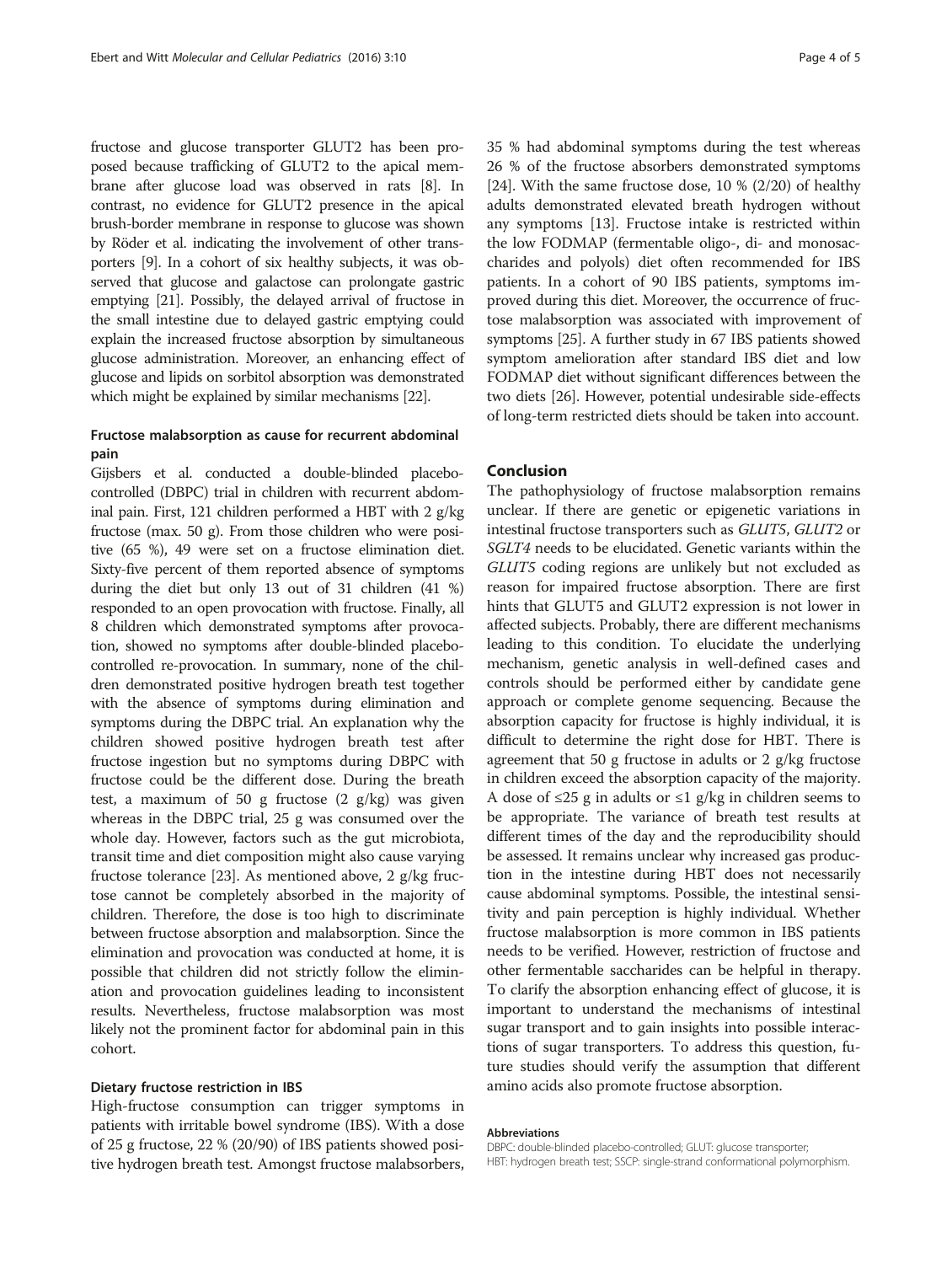fructose and glucose transporter GLUT2 has been proposed because trafficking of GLUT2 to the apical membrane after glucose load was observed in rats [8]. In contrast, no evidence for GLUT2 presence in the apical brush-border membrane in response to glucose was shown by Röder et al. indicating the involvement of other transporters [9]. In a cohort of six healthy subjects, it was observed that glucose and galactose can prolongate gastric emptying [21]. Possibly, the delayed arrival of fructose in the small intestine due to delayed gastric emptying could explain the increased fructose absorption by simultaneous glucose administration. Moreover, an enhancing effect of glucose and lipids on sorbitol absorption was demonstrated which might be explained by similar mechanisms [22].

### Fructose malabsorption as cause for recurrent abdominal pain

Gijsbers et al. conducted a double-blinded placebo-controlled (DBPC) trial in children with recurrent abdominal pain. First, 121 children performed a HBT with 2 g/kg fructose (max. 50 g). From those children who were positive (65 %), 49 were set on a fructose elimination diet. Sixty-five percent of them reported absence of symptoms during the diet but only 13 out of 31 children (41 %) responded to an open provocation with fructose. Finally, all 8 children which demonstrated symptoms after provocation, showed no symptoms after double-blinded placebo-controlled re-provocation. In summary, none of the children demonstrated positive hydrogen breath test together with the absence of symptoms during elimination and symptoms during the DBPC trial. An explanation why the children showed positive hydrogen breath test after fructose ingestion but no symptoms during DBPC with fructose could be the different dose. During the breath test, a maximum of 50 g fructose (2 g/kg) was given whereas in the DBPC trial, 25 g was consumed over the whole day. However, factors such as the gut microbiota, transit time and diet composition might also cause varying fructose tolerance [23]. As mentioned above, 2 g/kg fructose cannot be completely absorbed in the majority of children. Therefore, the dose is too high to discriminate between fructose absorption and malabsorption. Since the elimination and provocation was conducted at home, it is possible that children did not strictly follow the elimination and provocation guidelines leading to inconsistent results. Nevertheless, fructose malabsorption was most likely not the prominent factor for abdominal pain in this cohort.

### Dietary fructose restriction in IBS

High-fructose consumption can trigger symptoms in patients with irritable bowel syndrome (IBS). With a dose of 25 g fructose, 22 % (20/90) of IBS patients showed positive hydrogen breath test. Amongst fructose malabsorbers, 35 % had abdominal symptoms during the test whereas 26 % of the fructose absorbers demonstrated symptoms [24]. With the same fructose dose, 10 % (2/20) of healthy adults demonstrated elevated breath hydrogen without any symptoms [13]. Fructose intake is restricted within the low FODMAP (fermentable oligo-, di- and monosaccharides and polyols) diet often recommended for IBS patients. In a cohort of 90 IBS patients, symptoms improved during this diet. Moreover, the occurrence of fructose malabsorption was associated with improvement of symptoms [25]. A further study in 67 IBS patients showed symptom amelioration after standard IBS diet and low FODMAP diet without significant differences between the two diets [26]. However, potential undesirable side-effects of long-term restricted diets should be taken into account.

## Conclusion

The pathophysiology of fructose malabsorption remains unclear. If there are genetic or epigenetic variations in intestinal fructose transporters such as *GLUT5*, *GLUT2* or *SGLT4* needs to be elucidated. Genetic variants within the *GLUT5* coding regions are unlikely but not excluded as reason for impaired fructose absorption. There are first hints that GLUT5 and GLUT2 expression is not lower in affected subjects. Probably, there are different mechanisms leading to this condition. To elucidate the underlying mechanism, genetic analysis in well-defined cases and controls should be performed either by candidate gene approach or complete genome sequencing. Because the absorption capacity for fructose is highly individual, it is difficult to determine the right dose for HBT. There is agreement that 50 g fructose in adults or 2 g/kg fructose in children exceed the absorption capacity of the majority. A dose of ≤25 g in adults or ≤1 g/kg in children seems to be appropriate. The variance of breath test results at different times of the day and the reproducibility should be assessed. It remains unclear why increased gas production in the intestine during HBT does not necessarily cause abdominal symptoms. Possible, the intestinal sensitivity and pain perception is highly individual. Whether fructose malabsorption is more common in IBS patients needs to be verified. However, restriction of fructose and other fermentable saccharides can be helpful in therapy. To clarify the absorption enhancing effect of glucose, it is important to understand the mechanisms of intestinal sugar transport and to gain insights into possible interactions of sugar transporters. To address this question, future studies should verify the assumption that different amino acids also promote fructose absorption.

#### Abbreviations

DBPC: double-blinded placebo-controlled; GLUT: glucose transporter; HBT: hydrogen breath test; SSCP: single-strand conformational polymorphism.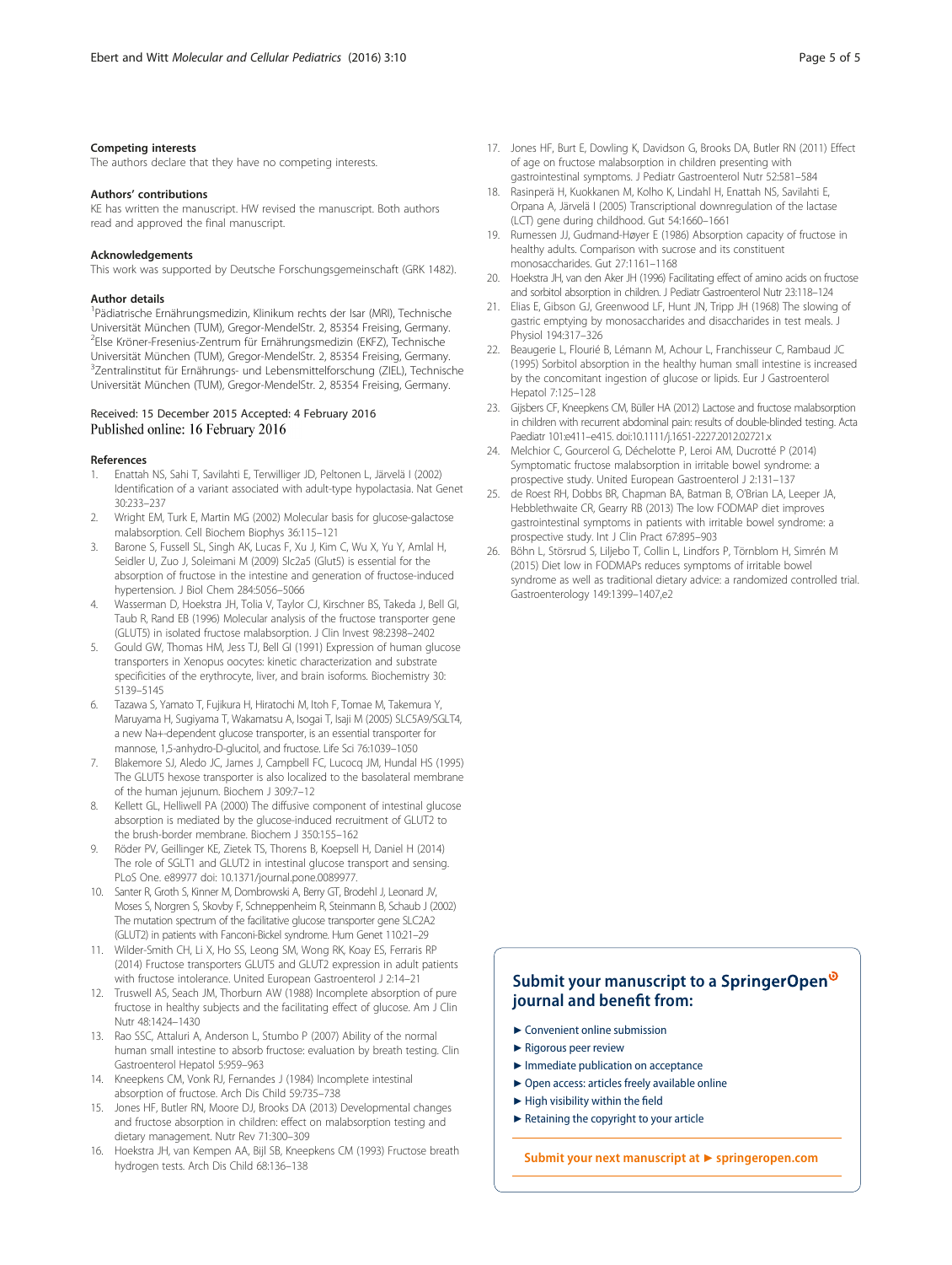### Competing interests

The authors declare that they have no competing interests.

### Authors' contributions

KE has written the manuscript. HW revised the manuscript. Both authors read and approved the final manuscript.

### Acknowledgements

This work was supported by Deutsche Forschungsgemeinschaft (GRK 1482).

### Author details

[1]Pädiatrische Ernährungsmedizin, Klinikum rechts der Isar (MRI), Technische Universität München (TUM), Gregor-MendelStr. 2, 85354 Freising, Germany. [2]Else Kröner-Fresenius-Zentrum für Ernährungsmedizin (EKFZ), Technische Universität München (TUM), Gregor-MendelStr. 2, 85354 Freising, Germany. [3]Zentralinstitut für Ernährungs- und Lebensmittelforschung (ZIEL), Technische Universität München (TUM), Gregor-MendelStr. 2, 85354 Freising, Germany.

Received: 15 December 2015 Accepted: 4 February 2016
Published online: 16 February 2016

### References

1. Enattah NS, Sahi T, Savilahti E, Terwilliger JD, Peltonen L, Järvelä I (2002) Identification of a variant associated with adult-type hypolactasia. Nat Genet 30:233–237
2. Wright EM, Turk E, Martin MG (2002) Molecular basis for glucose-galactose malabsorption. Cell Biochem Biophys 36:115–121
3. Barone S, Fussell SL, Singh AK, Lucas F, Xu J, Kim C, Wu X, Yu Y, Amlal H, Seidler U, Zuo J, Soleimani M (2009) Slc2a5 (Glut5) is essential for the absorption of fructose in the intestine and generation of fructose-induced hypertension. J Biol Chem 284:5056–5066
4. Wasserman D, Hoekstra JH, Tolia V, Taylor CJ, Kirschner BS, Takeda J, Bell GI, Taub R, Rand EB (1996) Molecular analysis of the fructose transporter gene (GLUT5) in isolated fructose malabsorption. J Clin Invest 98:2398–2402
5. Gould GW, Thomas HM, Jess TJ, Bell GI (1991) Expression of human glucose transporters in Xenopus oocytes: kinetic characterization and substrate specificities of the erythrocyte, liver, and brain isoforms. Biochemistry 30: 5139–5145
6. Tazawa S, Yamato T, Fujikura H, Hiratochi M, Itoh F, Tomae M, Takemura Y, Maruyama H, Sugiyama T, Wakamatsu A, Isogai T, Isaji M (2005) SLC5A9/SGLT4, a new Na+-dependent glucose transporter, is an essential transporter for mannose, 1,5-anhydro-D-glucitol, and fructose. Life Sci 76:1039–1050
7. Blakemore SJ, Aledo JC, James J, Campbell FC, Lucocq JM, Hundal HS (1995) The GLUT5 hexose transporter is also localized to the basolateral membrane of the human jejunum. Biochem J 309:7–12
8. Kellett GL, Helliwell PA (2000) The diffusive component of intestinal glucose absorption is mediated by the glucose-induced recruitment of GLUT2 to the brush-border membrane. Biochem J 350:155–162
9. Röder PV, Geillinger KE, Zietek TS, Thorens B, Koepsell H, Daniel H (2014) The role of SGLT1 and GLUT2 in intestinal glucose transport and sensing. PLoS One. e89977 doi: 10.1371/journal.pone.0089977.
10. Santer R, Groth S, Kinner M, Dombrowski A, Berry GT, Brodehl J, Leonard JV, Moses S, Norgren S, Skovby F, Schneppenheim R, Steinmann B, Schaub J (2002) The mutation spectrum of the facilitative glucose transporter gene SLC2A2 (GLUT2) in patients with Fanconi-Bickel syndrome. Hum Genet 110:21–29
11. Wilder-Smith CH, Li X, Ho SS, Leong SM, Wong RK, Koay ES, Ferraris RP (2014) Fructose transporters GLUT5 and GLUT2 expression in adult patients with fructose intolerance. United European Gastroenterol J 2:14–21
12. Truswell AS, Seach JM, Thorburn AW (1988) Incomplete absorption of pure fructose in healthy subjects and the facilitating effect of glucose. Am J Clin Nutr 48:1424–1430
13. Rao SSC, Attaluri A, Anderson L, Stumbo P (2007) Ability of the normal human small intestine to absorb fructose: evaluation by breath testing. Clin Gastroenterol Hepatol 5:959–963
14. Kneepkens CM, Vonk RJ, Fernandes J (1984) Incomplete intestinal absorption of fructose. Arch Dis Child 59:735–738
15. Jones HF, Butler RN, Moore DJ, Brooks DA (2013) Developmental changes and fructose absorption in children: effect on malabsorption testing and dietary management. Nutr Rev 71:300–309
16. Hoekstra JH, van Kempen AA, Bijl SB, Kneepkens CM (1993) Fructose breath hydrogen tests. Arch Dis Child 68:136–138
17. Jones HF, Burt E, Dowling K, Davidson G, Brooks DA, Butler RN (2011) Effect of age on fructose malabsorption in children presenting with gastrointestinal symptoms. J Pediatr Gastroenterol Nutr 52:581–584
18. Rasinperä H, Kuokkanen M, Kolho K, Lindahl H, Enattah NS, Savilahti E, Orpana A, Järvelä I (2005) Transcriptional downregulation of the lactase (LCT) gene during childhood. Gut 54:1660–1661
19. Rumessen JJ, Gudmand-Høyer E (1986) Absorption capacity of fructose in healthy adults. Comparison with sucrose and its constituent monosaccharides. Gut 27:1161–1168
20. Hoekstra JH, van den Aker JH (1996) Facilitating effect of amino acids on fructose and sorbitol absorption in children. J Pediatr Gastroenterol Nutr 23:118–124
21. Elias E, Gibson GJ, Greenwood LF, Hunt JN, Tripp JH (1968) The slowing of gastric emptying by monosaccharides and disaccharides in test meals. J Physiol 194:317–326
22. Beaugerie L, Flourié B, Lémann M, Achour L, Franchisseur C, Rambaud JC (1995) Sorbitol absorption in the healthy human small intestine is increased by the concomitant ingestion of glucose or lipids. Eur J Gastroenterol Hepatol 7:125–128
23. Gijsbers CF, Kneepkens CM, Büller HA (2012) Lactose and fructose malabsorption in children with recurrent abdominal pain: results of double-blinded testing. Acta Paediatr 101:e411–e415. doi:10.1111/j.1651-2227.2012.02721.x
24. Melchior C, Gourcerol G, Déchelotte P, Leroi AM, Ducrotté P (2014) Symptomatic fructose malabsorption in irritable bowel syndrome: a prospective study. United European Gastroenterol J 2:131–137
25. de Roest RH, Dobbs BR, Chapman BA, Batman B, O'Brian LA, Leeper JA, Hebblethwaite CR, Gearry RB (2013) The low FODMAP diet improves gastrointestinal symptoms in patients with irritable bowel syndrome: a prospective study. Int J Clin Pract 67:895–903
26. Böhn L, Störsrud S, Liljebo T, Collin L, Lindfors P, Törnblom H, Simrén M (2015) Diet low in FODMAPs reduces symptoms of irritable bowel syndrome as well as traditional dietary advice: a randomized controlled trial. Gastroenterology 149:1399–1407,e2

**Submit your manuscript to a SpringerOpen journal and benefit from:**

- ► Convenient online submission
- ► Rigorous peer review
- ► Immediate publication on acceptance
- ► Open access: articles freely available online
- ► High visibility within the field
- ► Retaining the copyright to your article

**Submit your next manuscript at ► springeropen.com**